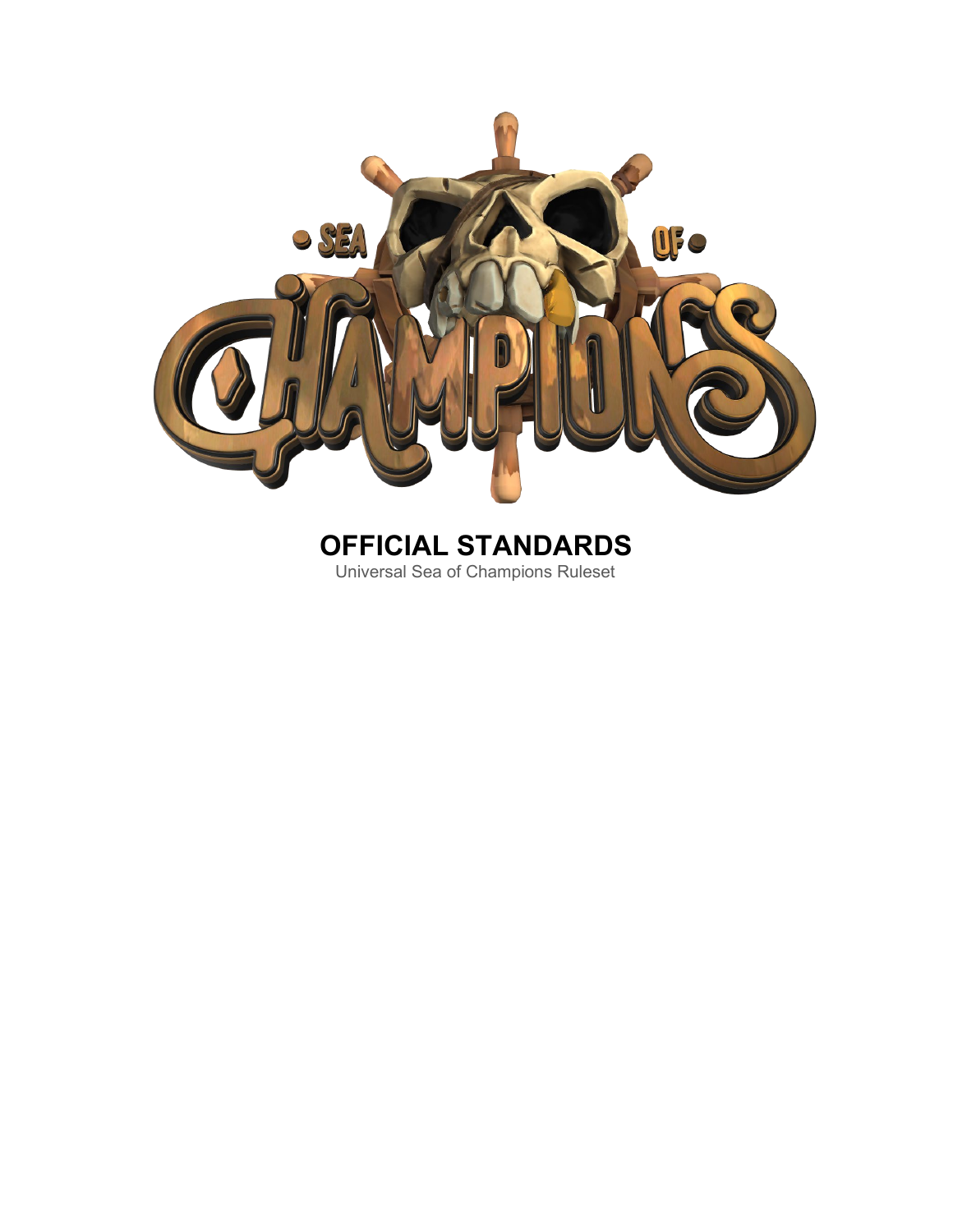# OFFICIAL STANDARDS

Universal Sea of Champions Ruleset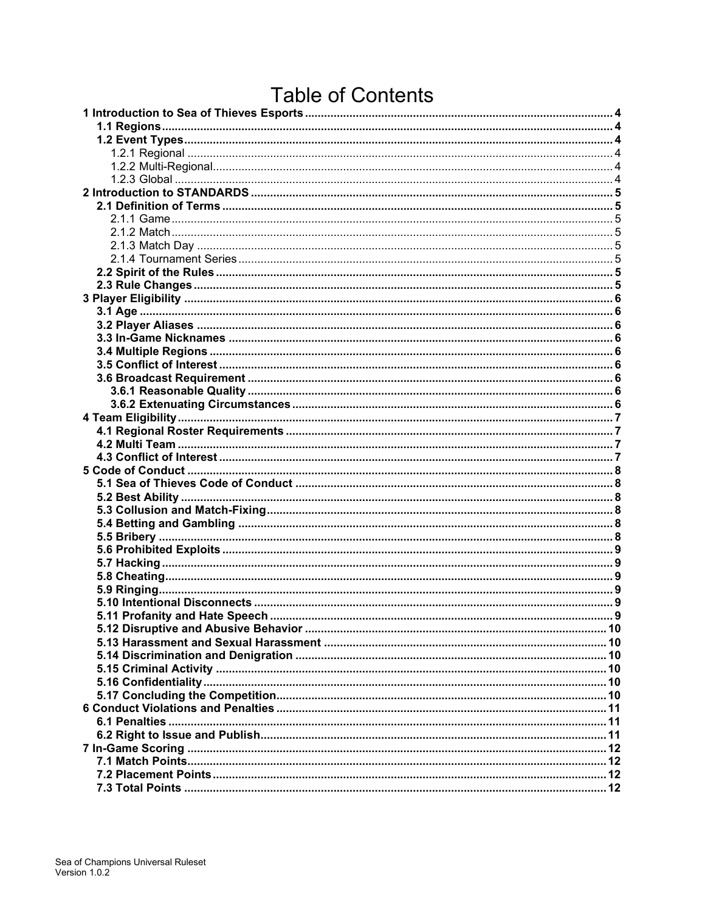# Table of Contents

- **1 Introduction to Sea of Thieves Esports** ... 4
  - **1.1 Regions** ... 4
  - **1.2 Event Types** ... 4
    - 1.2.1 Regional ... 4
    - 1.2.2 Multi-Regional ... 4
    - 1.2.3 Global ... 4
- **2 Introduction to STANDARDS** ... 5
  - **2.1 Definition of Terms** ... 5
    - 2.1.1 Game ... 5
    - 2.1.2 Match ... 5
    - 2.1.3 Match Day ... 5
    - 2.1.4 Tournament Series ... 5
  - **2.2 Spirit of the Rules** ... 5
  - **2.3 Rule Changes** ... 5
- **3 Player Eligibility** ... 6
  - **3.1 Age** ... 6
  - **3.2 Player Aliases** ... 6
  - **3.3 In-Game Nicknames** ... 6
  - **3.4 Multiple Regions** ... 6
  - **3.5 Conflict of Interest** ... 6
  - **3.6 Broadcast Requirement** ... 6
    - **3.6.1 Reasonable Quality** ... 6
    - **3.6.2 Extenuating Circumstances** ... 6
- **4 Team Eligibility** ... 7
  - **4.1 Regional Roster Requirements** ... 7
  - **4.2 Multi Team** ... 7
  - **4.3 Conflict of Interest** ... 7
- **5 Code of Conduct** ... 8
  - **5.1 Sea of Thieves Code of Conduct** ... 8
  - **5.2 Best Ability** ... 8
  - **5.3 Collusion and Match-Fixing** ... 8
  - **5.4 Betting and Gambling** ... 8
  - **5.5 Bribery** ... 8
  - **5.6 Prohibited Exploits** ... 9
  - **5.7 Hacking** ... 9
  - **5.8 Cheating** ... 9
  - **5.9 Ringing** ... 9
  - **5.10 Intentional Disconnects** ... 9
  - **5.11 Profanity and Hate Speech** ... 9
  - **5.12 Disruptive and Abusive Behavior** ... 10
  - **5.13 Harassment and Sexual Harassment** ... 10
  - **5.14 Discrimination and Denigration** ... 10
  - **5.15 Criminal Activity** ... 10
  - **5.16 Confidentiality** ... 10
  - **5.17 Concluding the Competition** ... 10
- **6 Conduct Violations and Penalties** ... 11
  - **6.1 Penalties** ... 11
  - **6.2 Right to Issue and Publish** ... 11
- **7 In-Game Scoring** ... 12
  - **7.1 Match Points** ... 12
  - **7.2 Placement Points** ... 12
  - **7.3 Total Points** ... 12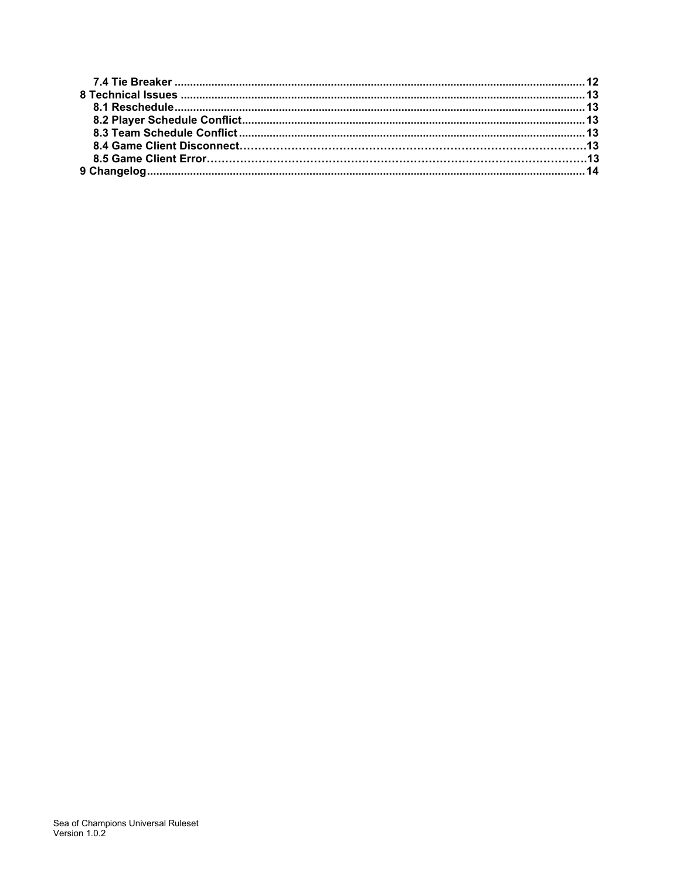**7.4 Tie Breaker .................................................................................................................................... 12**
**8 Technical Issues .................................................................................................................................. 13**
**8.1 Reschedule ...................................................................................................................................... 13**
**8.2 Player Schedule Conflict ................................................................................................................. 13**
**8.3 Team Schedule Conflict .................................................................................................................. 13**
**8.4 Game Client Disconnect……………………………………………………………………………………13**
**8.5 Game Client Error……………………………………………………………………………………………13**
**9 Changelog ............................................................................................................................................. 14**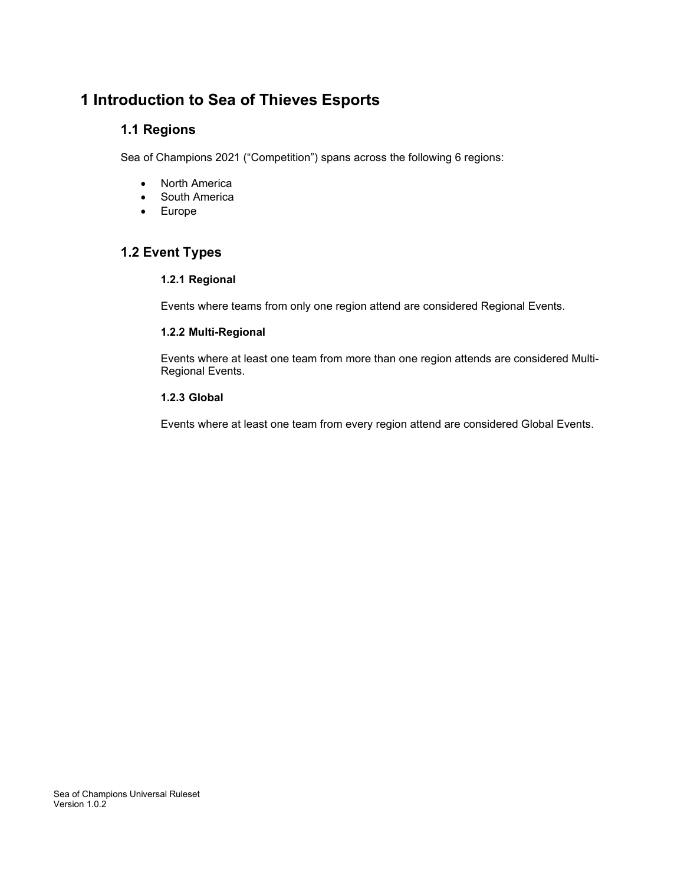# 1 Introduction to Sea of Thieves Esports

## 1.1 Regions

Sea of Champions 2021 ("Competition") spans across the following 6 regions:

- North America
- South America
- Europe

## 1.2 Event Types

### 1.2.1 Regional

Events where teams from only one region attend are considered Regional Events.

### 1.2.2 Multi-Regional

Events where at least one team from more than one region attends are considered Multi-Regional Events.

### 1.2.3 Global

Events where at least one team from every region attend are considered Global Events.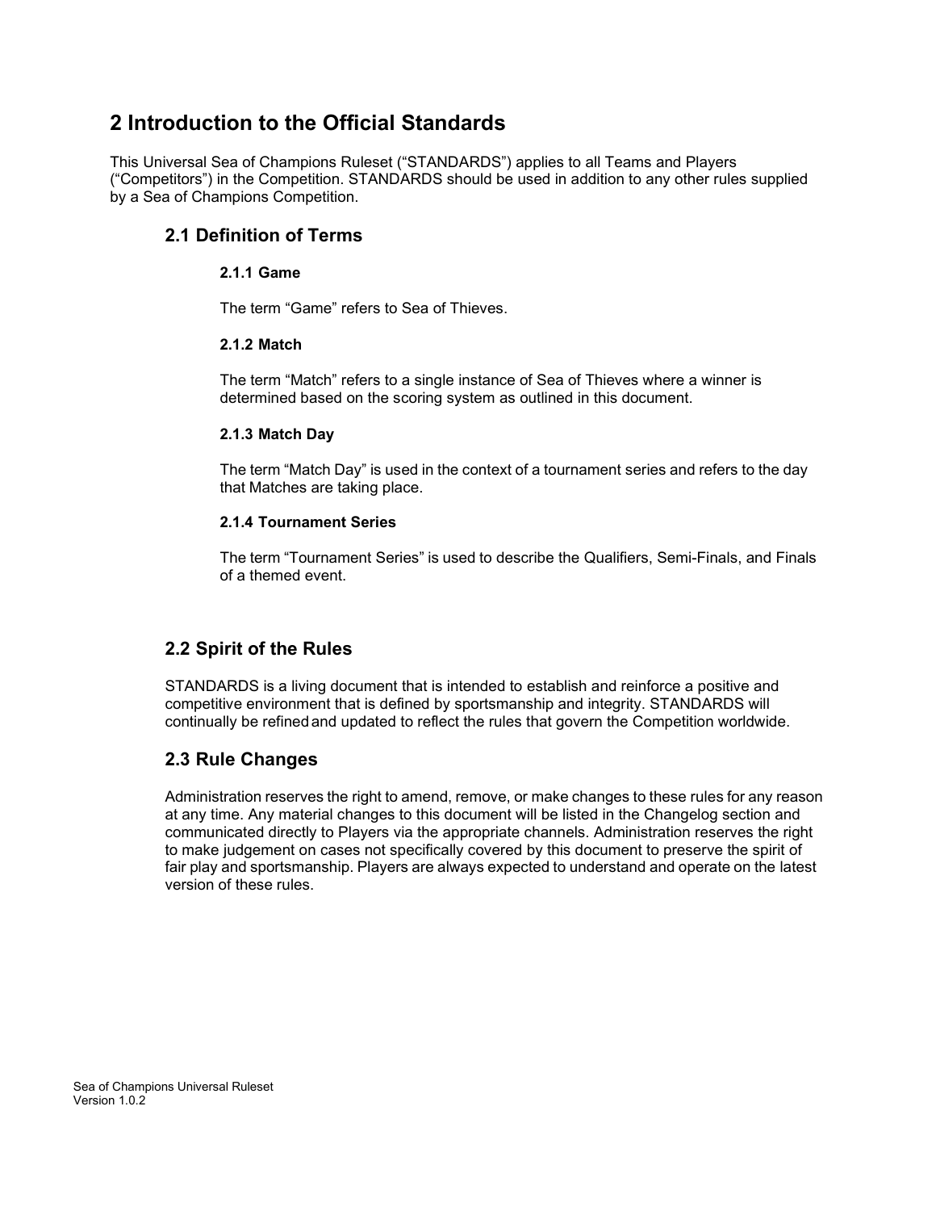# 2 Introduction to the Official Standards

This Universal Sea of Champions Ruleset ("STANDARDS") applies to all Teams and Players ("Competitors") in the Competition. STANDARDS should be used in addition to any other rules supplied by a Sea of Champions Competition.

## 2.1 Definition of Terms

### 2.1.1 Game

The term "Game" refers to Sea of Thieves.

### 2.1.2 Match

The term "Match" refers to a single instance of Sea of Thieves where a winner is determined based on the scoring system as outlined in this document.

### 2.1.3 Match Day

The term "Match Day" is used in the context of a tournament series and refers to the day that Matches are taking place.

### 2.1.4 Tournament Series

The term "Tournament Series" is used to describe the Qualifiers, Semi-Finals, and Finals of a themed event.

## 2.2 Spirit of the Rules

STANDARDS is a living document that is intended to establish and reinforce a positive and competitive environment that is defined by sportsmanship and integrity. STANDARDS will continually be refined and updated to reflect the rules that govern the Competition worldwide.

## 2.3 Rule Changes

Administration reserves the right to amend, remove, or make changes to these rules for any reason at any time. Any material changes to this document will be listed in the Changelog section and communicated directly to Players via the appropriate channels. Administration reserves the right to make judgement on cases not specifically covered by this document to preserve the spirit of fair play and sportsmanship. Players are always expected to understand and operate on the latest version of these rules.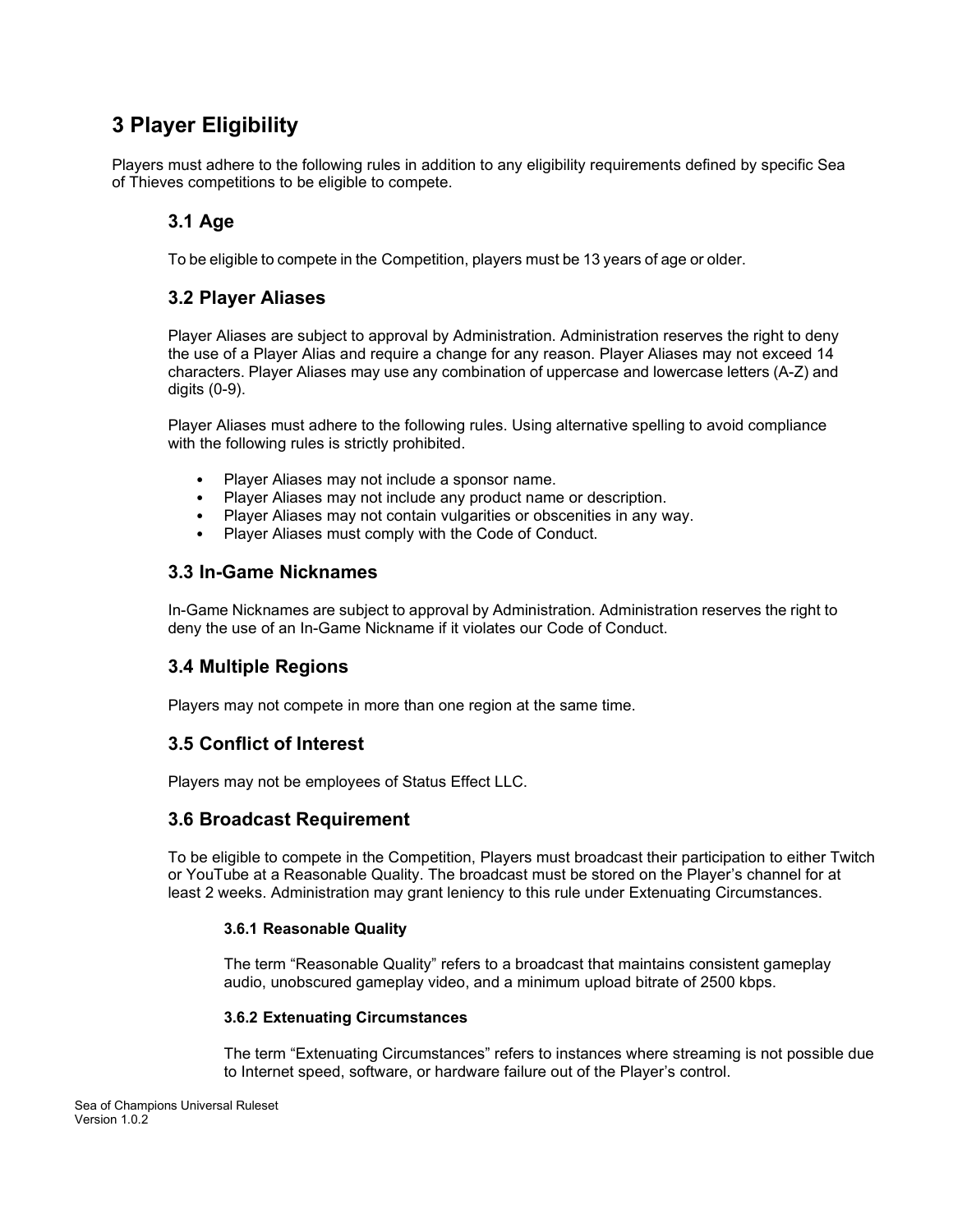# 3 Player Eligibility

Players must adhere to the following rules in addition to any eligibility requirements defined by specific Sea of Thieves competitions to be eligible to compete.

## 3.1 Age

To be eligible to compete in the Competition, players must be 13 years of age or older.

## 3.2 Player Aliases

Player Aliases are subject to approval by Administration. Administration reserves the right to deny the use of a Player Alias and require a change for any reason. Player Aliases may not exceed 14 characters. Player Aliases may use any combination of uppercase and lowercase letters (A-Z) and digits (0-9).

Player Aliases must adhere to the following rules. Using alternative spelling to avoid compliance with the following rules is strictly prohibited.

- Player Aliases may not include a sponsor name.
- Player Aliases may not include any product name or description.
- Player Aliases may not contain vulgarities or obscenities in any way.
- Player Aliases must comply with the Code of Conduct.

## 3.3 In-Game Nicknames

In-Game Nicknames are subject to approval by Administration. Administration reserves the right to deny the use of an In-Game Nickname if it violates our Code of Conduct.

## 3.4 Multiple Regions

Players may not compete in more than one region at the same time.

## 3.5 Conflict of Interest

Players may not be employees of Status Effect LLC.

## 3.6 Broadcast Requirement

To be eligible to compete in the Competition, Players must broadcast their participation to either Twitch or YouTube at a Reasonable Quality. The broadcast must be stored on the Player's channel for at least 2 weeks. Administration may grant leniency to this rule under Extenuating Circumstances.

### 3.6.1 Reasonable Quality

The term "Reasonable Quality" refers to a broadcast that maintains consistent gameplay audio, unobscured gameplay video, and a minimum upload bitrate of 2500 kbps.

### 3.6.2 Extenuating Circumstances

The term "Extenuating Circumstances" refers to instances where streaming is not possible due to Internet speed, software, or hardware failure out of the Player's control.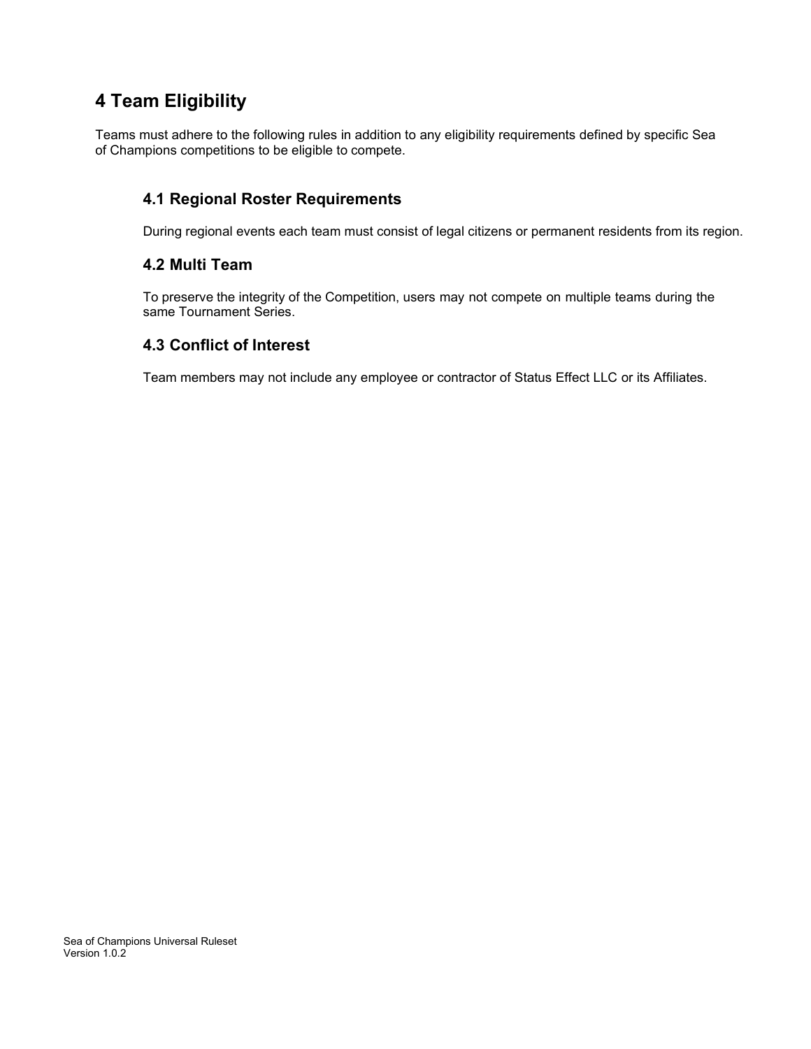# 4 Team Eligibility

Teams must adhere to the following rules in addition to any eligibility requirements defined by specific Sea of Champions competitions to be eligible to compete.

## 4.1 Regional Roster Requirements

During regional events each team must consist of legal citizens or permanent residents from its region.

## 4.2 Multi Team

To preserve the integrity of the Competition, users may not compete on multiple teams during the same Tournament Series.

## 4.3 Conflict of Interest

Team members may not include any employee or contractor of Status Effect LLC or its Affiliates.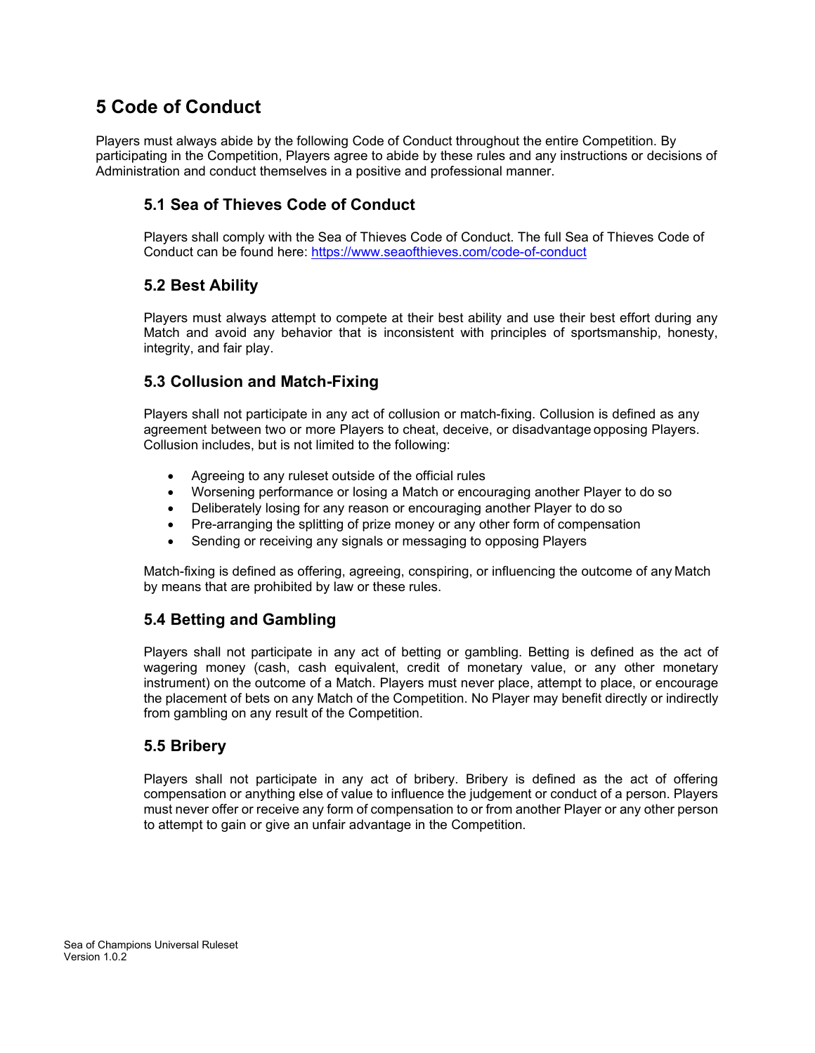# 5 Code of Conduct

Players must always abide by the following Code of Conduct throughout the entire Competition. By participating in the Competition, Players agree to abide by these rules and any instructions or decisions of Administration and conduct themselves in a positive and professional manner.

## 5.1 Sea of Thieves Code of Conduct

Players shall comply with the Sea of Thieves Code of Conduct. The full Sea of Thieves Code of Conduct can be found here: https://www.seaofthieves.com/code-of-conduct

## 5.2 Best Ability

Players must always attempt to compete at their best ability and use their best effort during any Match and avoid any behavior that is inconsistent with principles of sportsmanship, honesty, integrity, and fair play.

## 5.3 Collusion and Match-Fixing

Players shall not participate in any act of collusion or match-fixing. Collusion is defined as any agreement between two or more Players to cheat, deceive, or disadvantage opposing Players. Collusion includes, but is not limited to the following:

- Agreeing to any ruleset outside of the official rules
- Worsening performance or losing a Match or encouraging another Player to do so
- Deliberately losing for any reason or encouraging another Player to do so
- Pre-arranging the splitting of prize money or any other form of compensation
- Sending or receiving any signals or messaging to opposing Players

Match-fixing is defined as offering, agreeing, conspiring, or influencing the outcome of any Match by means that are prohibited by law or these rules.

## 5.4 Betting and Gambling

Players shall not participate in any act of betting or gambling. Betting is defined as the act of wagering money (cash, cash equivalent, credit of monetary value, or any other monetary instrument) on the outcome of a Match. Players must never place, attempt to place, or encourage the placement of bets on any Match of the Competition. No Player may benefit directly or indirectly from gambling on any result of the Competition.

## 5.5 Bribery

Players shall not participate in any act of bribery. Bribery is defined as the act of offering compensation or anything else of value to influence the judgement or conduct of a person. Players must never offer or receive any form of compensation to or from another Player or any other person to attempt to gain or give an unfair advantage in the Competition.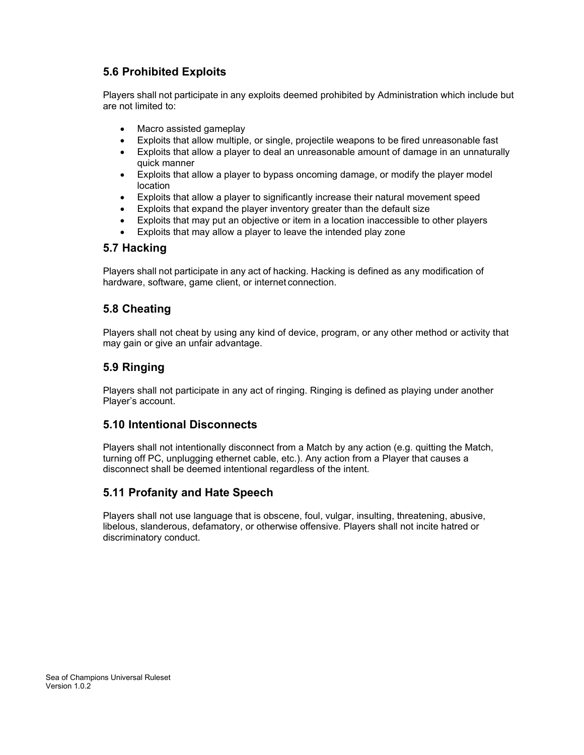## 5.6 Prohibited Exploits

Players shall not participate in any exploits deemed prohibited by Administration which include but are not limited to:

- Macro assisted gameplay
- Exploits that allow multiple, or single, projectile weapons to be fired unreasonable fast
- Exploits that allow a player to deal an unreasonable amount of damage in an unnaturally quick manner
- Exploits that allow a player to bypass oncoming damage, or modify the player model location
- Exploits that allow a player to significantly increase their natural movement speed
- Exploits that expand the player inventory greater than the default size
- Exploits that may put an objective or item in a location inaccessible to other players
- Exploits that may allow a player to leave the intended play zone

## 5.7 Hacking

Players shall not participate in any act of hacking. Hacking is defined as any modification of hardware, software, game client, or internet connection.

## 5.8 Cheating

Players shall not cheat by using any kind of device, program, or any other method or activity that may gain or give an unfair advantage.

## 5.9 Ringing

Players shall not participate in any act of ringing. Ringing is defined as playing under another Player's account.

## 5.10 Intentional Disconnects

Players shall not intentionally disconnect from a Match by any action (e.g. quitting the Match, turning off PC, unplugging ethernet cable, etc.). Any action from a Player that causes a disconnect shall be deemed intentional regardless of the intent.

## 5.11 Profanity and Hate Speech

Players shall not use language that is obscene, foul, vulgar, insulting, threatening, abusive, libelous, slanderous, defamatory, or otherwise offensive. Players shall not incite hatred or discriminatory conduct.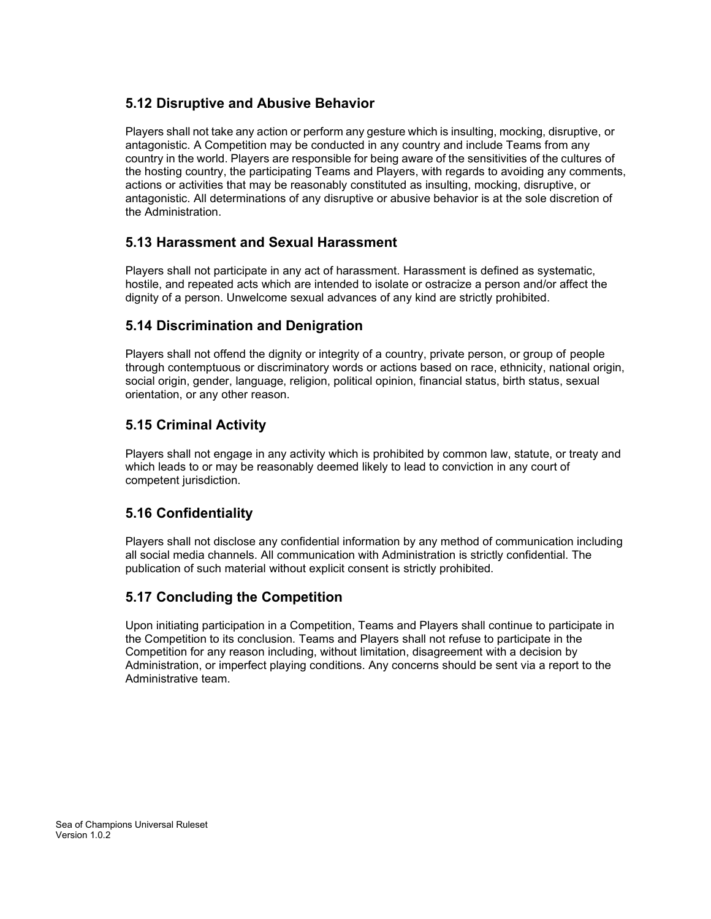## 5.12 Disruptive and Abusive Behavior

Players shall not take any action or perform any gesture which is insulting, mocking, disruptive, or antagonistic. A Competition may be conducted in any country and include Teams from any country in the world. Players are responsible for being aware of the sensitivities of the cultures of the hosting country, the participating Teams and Players, with regards to avoiding any comments, actions or activities that may be reasonably constituted as insulting, mocking, disruptive, or antagonistic. All determinations of any disruptive or abusive behavior is at the sole discretion of the Administration.

## 5.13 Harassment and Sexual Harassment

Players shall not participate in any act of harassment. Harassment is defined as systematic, hostile, and repeated acts which are intended to isolate or ostracize a person and/or affect the dignity of a person. Unwelcome sexual advances of any kind are strictly prohibited.

## 5.14 Discrimination and Denigration

Players shall not offend the dignity or integrity of a country, private person, or group of people through contemptuous or discriminatory words or actions based on race, ethnicity, national origin, social origin, gender, language, religion, political opinion, financial status, birth status, sexual orientation, or any other reason.

## 5.15 Criminal Activity

Players shall not engage in any activity which is prohibited by common law, statute, or treaty and which leads to or may be reasonably deemed likely to lead to conviction in any court of competent jurisdiction.

## 5.16 Confidentiality

Players shall not disclose any confidential information by any method of communication including all social media channels. All communication with Administration is strictly confidential. The publication of such material without explicit consent is strictly prohibited.

## 5.17 Concluding the Competition

Upon initiating participation in a Competition, Teams and Players shall continue to participate in the Competition to its conclusion. Teams and Players shall not refuse to participate in the Competition for any reason including, without limitation, disagreement with a decision by Administration, or imperfect playing conditions. Any concerns should be sent via a report to the Administrative team.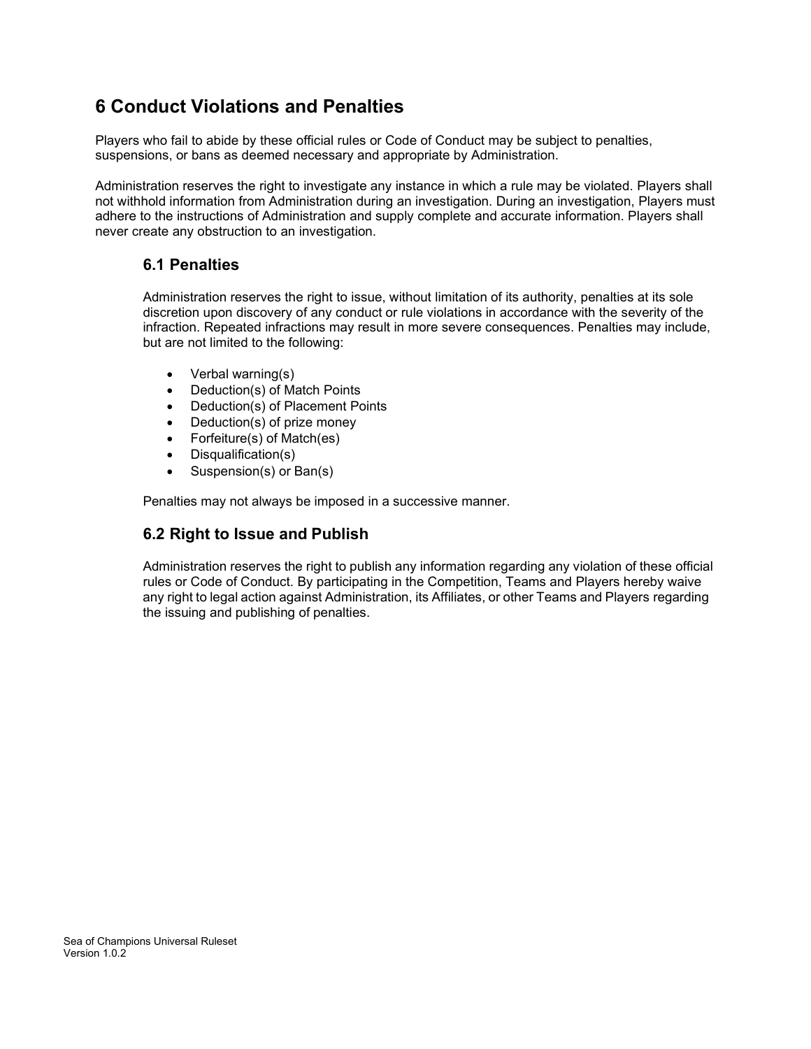# 6 Conduct Violations and Penalties

Players who fail to abide by these official rules or Code of Conduct may be subject to penalties, suspensions, or bans as deemed necessary and appropriate by Administration.

Administration reserves the right to investigate any instance in which a rule may be violated. Players shall not withhold information from Administration during an investigation. During an investigation, Players must adhere to the instructions of Administration and supply complete and accurate information. Players shall never create any obstruction to an investigation.

## 6.1 Penalties

Administration reserves the right to issue, without limitation of its authority, penalties at its sole discretion upon discovery of any conduct or rule violations in accordance with the severity of the infraction. Repeated infractions may result in more severe consequences. Penalties may include, but are not limited to the following:

- Verbal warning(s)
- Deduction(s) of Match Points
- Deduction(s) of Placement Points
- Deduction(s) of prize money
- Forfeiture(s) of Match(es)
- Disqualification(s)
- Suspension(s) or Ban(s)

Penalties may not always be imposed in a successive manner.

## 6.2 Right to Issue and Publish

Administration reserves the right to publish any information regarding any violation of these official rules or Code of Conduct. By participating in the Competition, Teams and Players hereby waive any right to legal action against Administration, its Affiliates, or other Teams and Players regarding the issuing and publishing of penalties.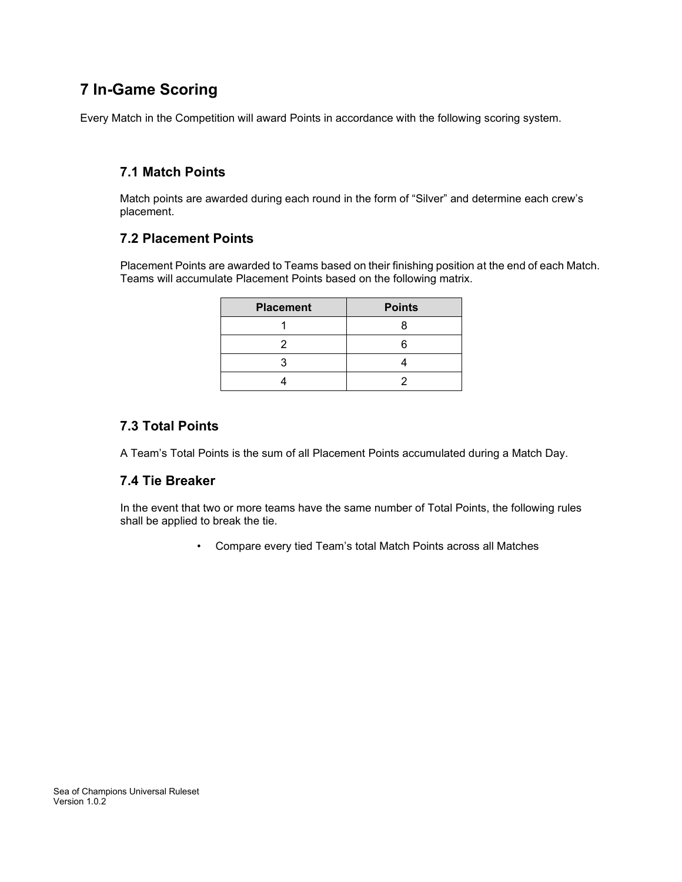# 7 In-Game Scoring

Every Match in the Competition will award Points in accordance with the following scoring system.

## 7.1 Match Points

Match points are awarded during each round in the form of “Silver” and determine each crew’s placement.

## 7.2 Placement Points

Placement Points are awarded to Teams based on their finishing position at the end of each Match. Teams will accumulate Placement Points based on the following matrix.

| Placement | Points |
| --- | --- |
| 1 | 8 |
| 2 | 6 |
| 3 | 4 |
| 4 | 2 |

## 7.3 Total Points

A Team’s Total Points is the sum of all Placement Points accumulated during a Match Day.

## 7.4 Tie Breaker

In the event that two or more teams have the same number of Total Points, the following rules shall be applied to break the tie.

- Compare every tied Team’s total Match Points across all Matches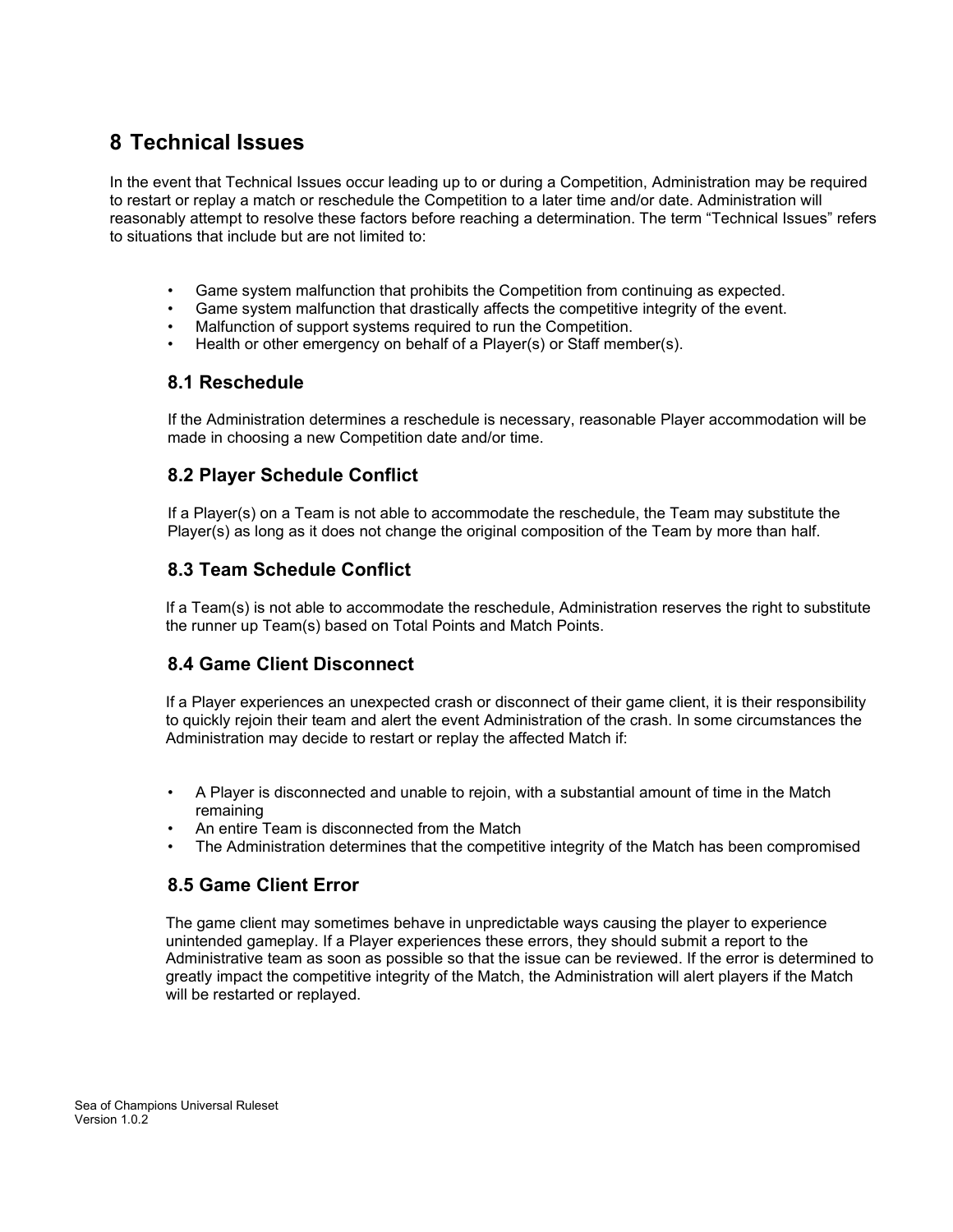# 8 Technical Issues

In the event that Technical Issues occur leading up to or during a Competition, Administration may be required to restart or replay a match or reschedule the Competition to a later time and/or date. Administration will reasonably attempt to resolve these factors before reaching a determination. The term "Technical Issues" refers to situations that include but are not limited to:

- Game system malfunction that prohibits the Competition from continuing as expected.
- Game system malfunction that drastically affects the competitive integrity of the event.
- Malfunction of support systems required to run the Competition.
- Health or other emergency on behalf of a Player(s) or Staff member(s).

## 8.1 Reschedule

If the Administration determines a reschedule is necessary, reasonable Player accommodation will be made in choosing a new Competition date and/or time.

## 8.2 Player Schedule Conflict

If a Player(s) on a Team is not able to accommodate the reschedule, the Team may substitute the Player(s) as long as it does not change the original composition of the Team by more than half.

## 8.3 Team Schedule Conflict

If a Team(s) is not able to accommodate the reschedule, Administration reserves the right to substitute the runner up Team(s) based on Total Points and Match Points.

## 8.4 Game Client Disconnect

If a Player experiences an unexpected crash or disconnect of their game client, it is their responsibility to quickly rejoin their team and alert the event Administration of the crash. In some circumstances the Administration may decide to restart or replay the affected Match if:

- A Player is disconnected and unable to rejoin, with a substantial amount of time in the Match remaining
- An entire Team is disconnected from the Match
- The Administration determines that the competitive integrity of the Match has been compromised

## 8.5 Game Client Error

The game client may sometimes behave in unpredictable ways causing the player to experience unintended gameplay. If a Player experiences these errors, they should submit a report to the Administrative team as soon as possible so that the issue can be reviewed. If the error is determined to greatly impact the competitive integrity of the Match, the Administration will alert players if the Match will be restarted or replayed.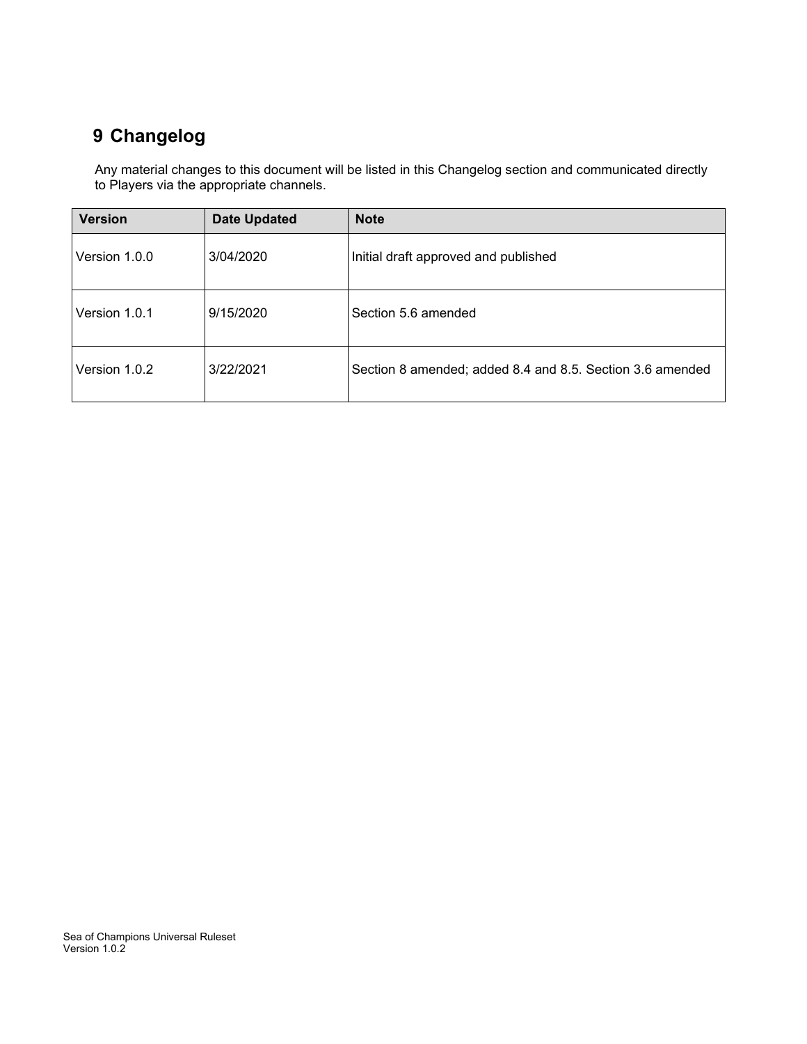# 9 Changelog

Any material changes to this document will be listed in this Changelog section and communicated directly to Players via the appropriate channels.

| Version | Date Updated | Note |
| --- | --- | --- |
| Version 1.0.0 | 3/04/2020 | Initial draft approved and published |
| Version 1.0.1 | 9/15/2020 | Section 5.6 amended |
| Version 1.0.2 | 3/22/2021 | Section 8 amended; added 8.4 and 8.5. Section 3.6 amended |